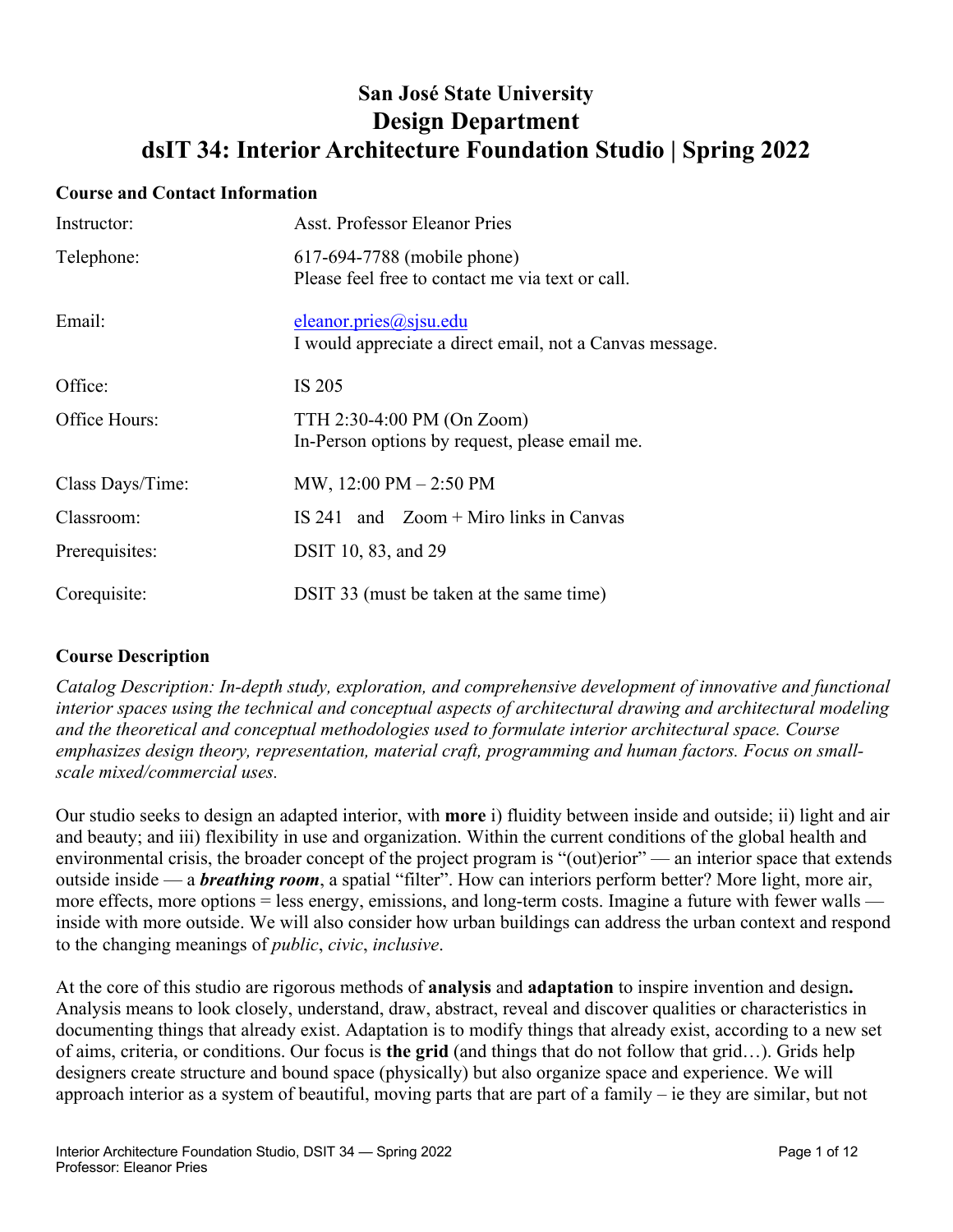# San José State University
## Design Department
## dsIT 34: Interior Architecture Foundation Studio | Spring 2022

### Course and Contact Information

| | |
|---|---|
| Instructor: | Asst. Professor Eleanor Pries |
| Telephone: | 617-694-7788 (mobile phone)<br>Please feel free to contact me via text or call. |
| Email: | eleanor.pries@sjsu.edu<br>I would appreciate a direct email, not a Canvas message. |
| Office: | IS 205 |
| Office Hours: | TTH 2:30-4:00 PM (On Zoom)<br>In-Person options by request, please email me. |
| Class Days/Time: | MW, 12:00 PM – 2:50 PM |
| Classroom: | IS 241 and Zoom + Miro links in Canvas |
| Prerequisites: | DSIT 10, 83, and 29 |
| Corequisite: | DSIT 33 (must be taken at the same time) |

### Course Description

*Catalog Description: In-depth study, exploration, and comprehensive development of innovative and functional interior spaces using the technical and conceptual aspects of architectural drawing and architectural modeling and the theoretical and conceptual methodologies used to formulate interior architectural space. Course emphasizes design theory, representation, material craft, programming and human factors. Focus on small-scale mixed/commercial uses.*

Our studio seeks to design an adapted interior, with **more** i) fluidity between inside and outside; ii) light and air and beauty; and iii) flexibility in use and organization. Within the current conditions of the global health and environmental crisis, the broader concept of the project program is "(out)erior" — an interior space that extends outside inside — a ***breathing room***, a spatial "filter". How can interiors perform better? More light, more air, more effects, more options = less energy, emissions, and long-term costs. Imagine a future with fewer walls — inside with more outside. We will also consider how urban buildings can address the urban context and respond to the changing meanings of *public*, *civic*, *inclusive*.

At the core of this studio are rigorous methods of **analysis** and **adaptation** to inspire invention and design**.** Analysis means to look closely, understand, draw, abstract, reveal and discover qualities or characteristics in documenting things that already exist. Adaptation is to modify things that already exist, according to a new set of aims, criteria, or conditions. Our focus is **the grid** (and things that do not follow that grid…). Grids help designers create structure and bound space (physically) but also organize space and experience. We will approach interior as a system of beautiful, moving parts that are part of a family – ie they are similar, but not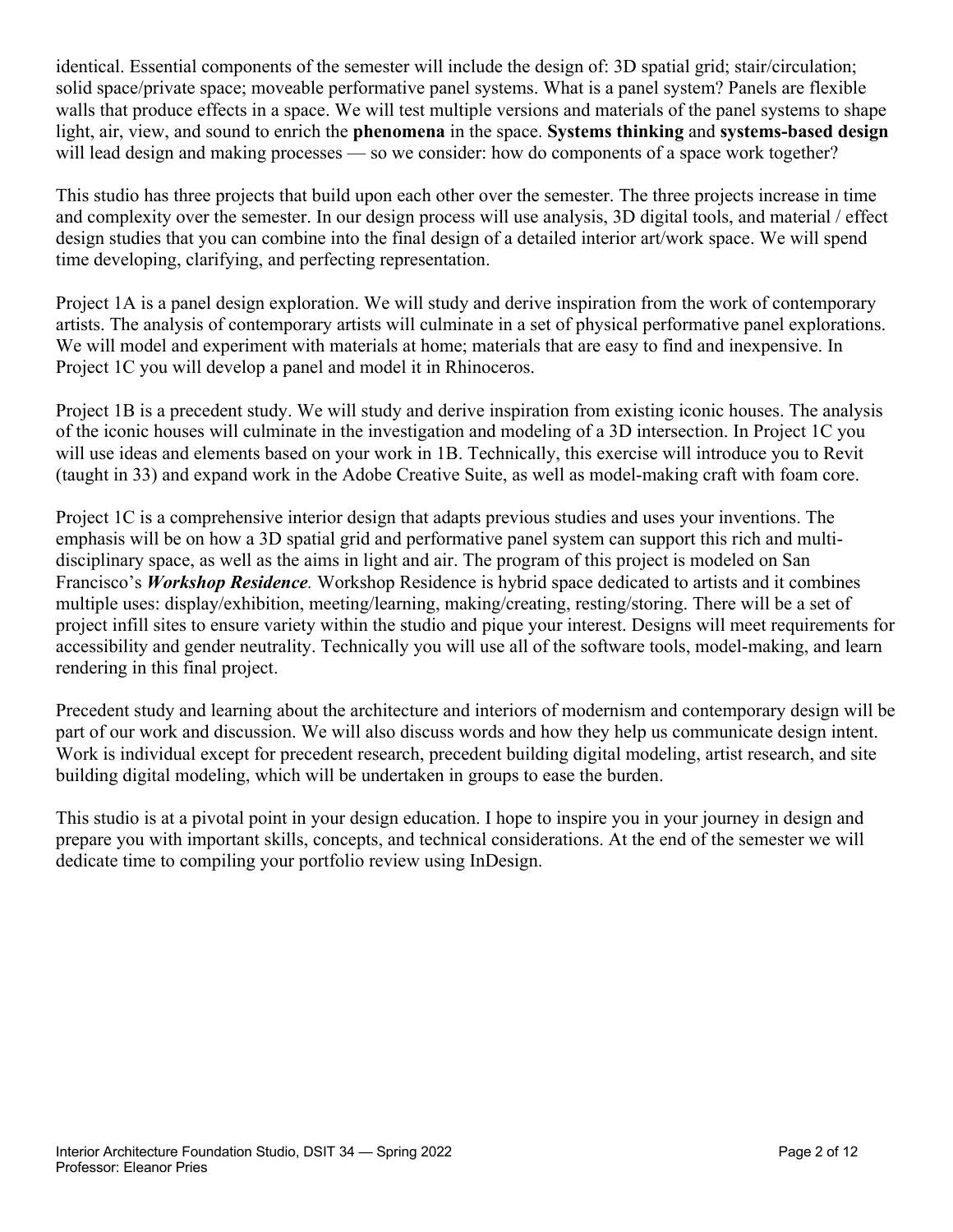identical. Essential components of the semester will include the design of: 3D spatial grid; stair/circulation; solid space/private space; moveable performative panel systems. What is a panel system? Panels are flexible walls that produce effects in a space. We will test multiple versions and materials of the panel systems to shape light, air, view, and sound to enrich the **phenomena** in the space. **Systems thinking** and **systems-based design** will lead design and making processes — so we consider: how do components of a space work together?

This studio has three projects that build upon each other over the semester. The three projects increase in time and complexity over the semester. In our design process will use analysis, 3D digital tools, and material / effect design studies that you can combine into the final design of a detailed interior art/work space. We will spend time developing, clarifying, and perfecting representation.

Project 1A is a panel design exploration. We will study and derive inspiration from the work of contemporary artists. The analysis of contemporary artists will culminate in a set of physical performative panel explorations. We will model and experiment with materials at home; materials that are easy to find and inexpensive. In Project 1C you will develop a panel and model it in Rhinoceros.

Project 1B is a precedent study. We will study and derive inspiration from existing iconic houses. The analysis of the iconic houses will culminate in the investigation and modeling of a 3D intersection. In Project 1C you will use ideas and elements based on your work in 1B. Technically, this exercise will introduce you to Revit (taught in 33) and expand work in the Adobe Creative Suite, as well as model-making craft with foam core.

Project 1C is a comprehensive interior design that adapts previous studies and uses your inventions. The emphasis will be on how a 3D spatial grid and performative panel system can support this rich and multi-disciplinary space, as well as the aims in light and air. The program of this project is modeled on San Francisco's ***Workshop Residence***. Workshop Residence is hybrid space dedicated to artists and it combines multiple uses: display/exhibition, meeting/learning, making/creating, resting/storing. There will be a set of project infill sites to ensure variety within the studio and pique your interest. Designs will meet requirements for accessibility and gender neutrality. Technically you will use all of the software tools, model-making, and learn rendering in this final project.

Precedent study and learning about the architecture and interiors of modernism and contemporary design will be part of our work and discussion. We will also discuss words and how they help us communicate design intent. Work is individual except for precedent research, precedent building digital modeling, artist research, and site building digital modeling, which will be undertaken in groups to ease the burden.

This studio is at a pivotal point in your design education. I hope to inspire you in your journey in design and prepare you with important skills, concepts, and technical considerations. At the end of the semester we will dedicate time to compiling your portfolio review using InDesign.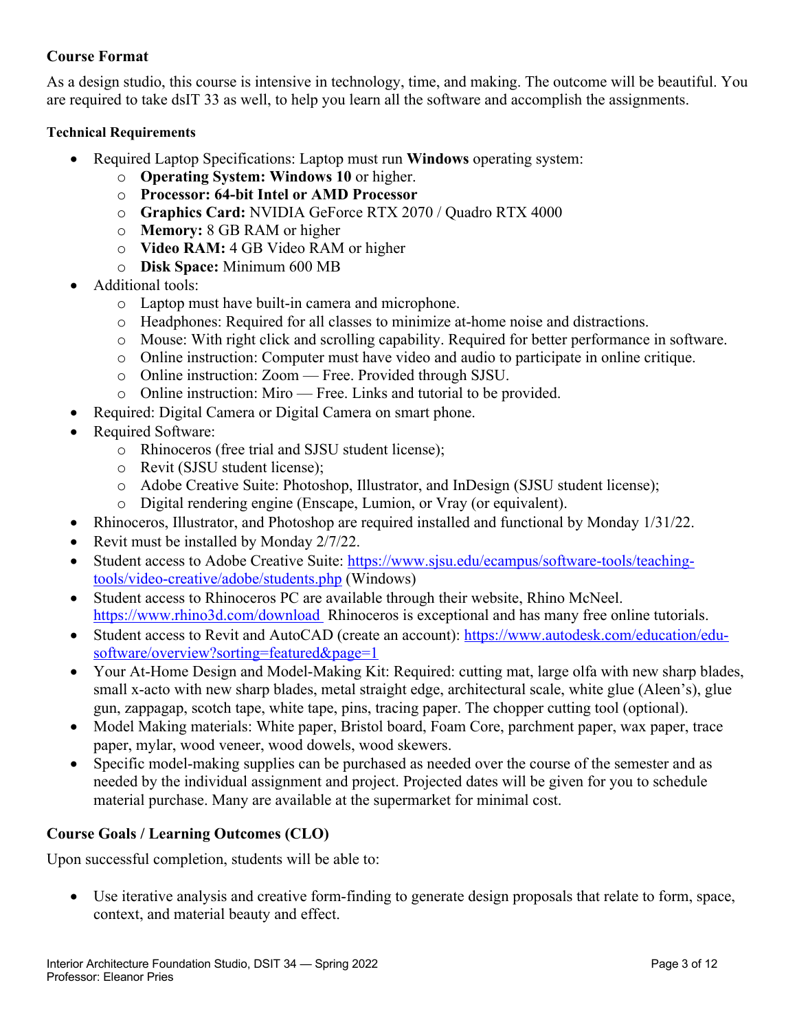## Course Format

As a design studio, this course is intensive in technology, time, and making. The outcome will be beautiful. You are required to take dsIT 33 as well, to help you learn all the software and accomplish the assignments.

### Technical Requirements

- Required Laptop Specifications: Laptop must run **Windows** operating system:
  - **Operating System: Windows 10** or higher.
  - **Processor: 64-bit Intel or AMD Processor**
  - **Graphics Card:** NVIDIA GeForce RTX 2070 / Quadro RTX 4000
  - **Memory:** 8 GB RAM or higher
  - **Video RAM:** 4 GB Video RAM or higher
  - **Disk Space:** Minimum 600 MB
- Additional tools:
  - Laptop must have built-in camera and microphone.
  - Headphones: Required for all classes to minimize at-home noise and distractions.
  - Mouse: With right click and scrolling capability. Required for better performance in software.
  - Online instruction: Computer must have video and audio to participate in online critique.
  - Online instruction: Zoom — Free. Provided through SJSU.
  - Online instruction: Miro — Free. Links and tutorial to be provided.
- Required: Digital Camera or Digital Camera on smart phone.
- Required Software:
  - Rhinoceros (free trial and SJSU student license);
  - Revit (SJSU student license);
  - Adobe Creative Suite: Photoshop, Illustrator, and InDesign (SJSU student license);
  - Digital rendering engine (Enscape, Lumion, or Vray (or equivalent).
- Rhinoceros, Illustrator, and Photoshop are required installed and functional by Monday 1/31/22.
- Revit must be installed by Monday 2/7/22.
- Student access to Adobe Creative Suite: https://www.sjsu.edu/ecampus/software-tools/teaching-tools/video-creative/adobe/students.php (Windows)
- Student access to Rhinoceros PC are available through their website, Rhino McNeel. https://www.rhino3d.com/download Rhinoceros is exceptional and has many free online tutorials.
- Student access to Revit and AutoCAD (create an account): https://www.autodesk.com/education/edu-software/overview?sorting=featured&page=1
- Your At-Home Design and Model-Making Kit: Required: cutting mat, large olfa with new sharp blades, small x-acto with new sharp blades, metal straight edge, architectural scale, white glue (Aleen's), glue gun, zappagap, scotch tape, white tape, pins, tracing paper. The chopper cutting tool (optional).
- Model Making materials: White paper, Bristol board, Foam Core, parchment paper, wax paper, trace paper, mylar, wood veneer, wood dowels, wood skewers.
- Specific model-making supplies can be purchased as needed over the course of the semester and as needed by the individual assignment and project. Projected dates will be given for you to schedule material purchase. Many are available at the supermarket for minimal cost.

## Course Goals / Learning Outcomes (CLO)

Upon successful completion, students will be able to:

- Use iterative analysis and creative form-finding to generate design proposals that relate to form, space, context, and material beauty and effect.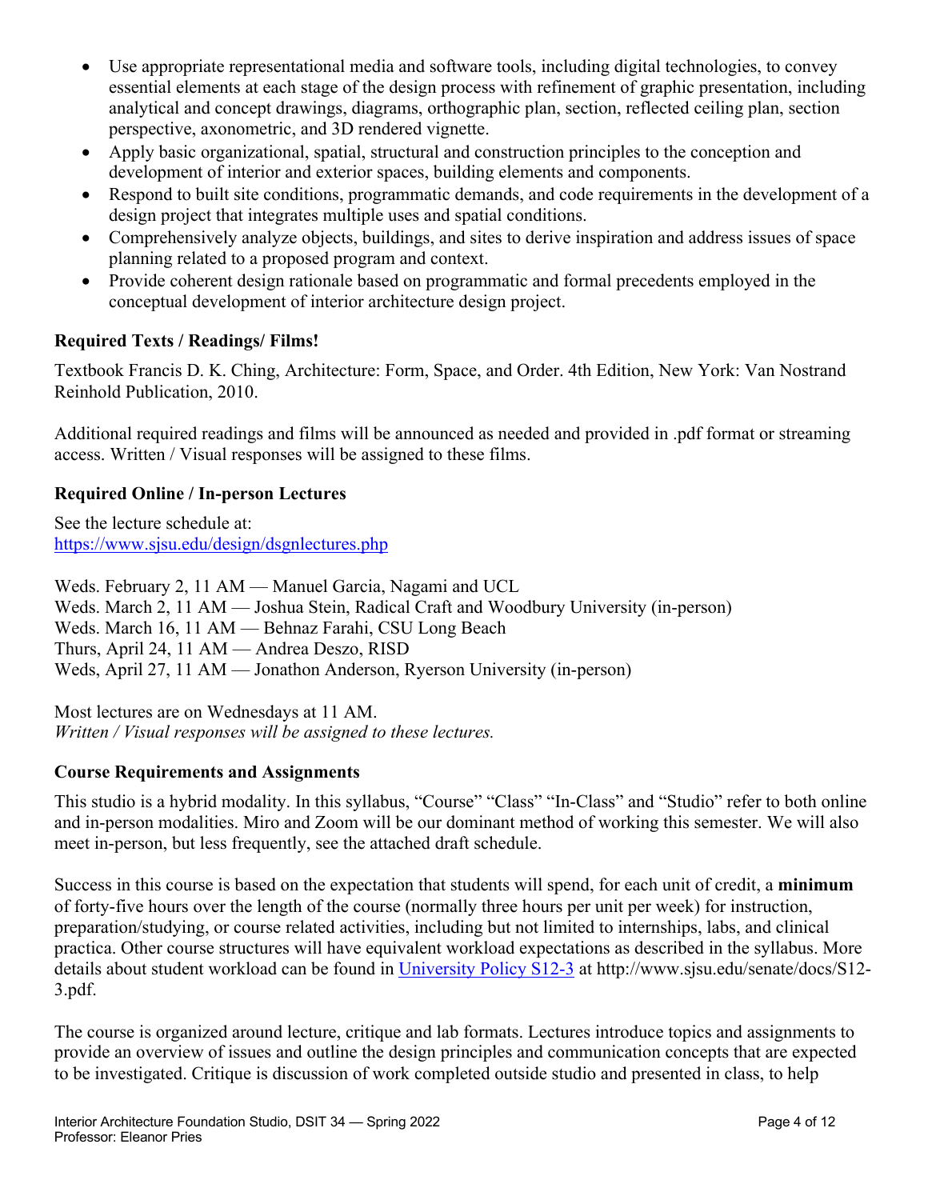- Use appropriate representational media and software tools, including digital technologies, to convey essential elements at each stage of the design process with refinement of graphic presentation, including analytical and concept drawings, diagrams, orthographic plan, section, reflected ceiling plan, section perspective, axonometric, and 3D rendered vignette.
- Apply basic organizational, spatial, structural and construction principles to the conception and development of interior and exterior spaces, building elements and components.
- Respond to built site conditions, programmatic demands, and code requirements in the development of a design project that integrates multiple uses and spatial conditions.
- Comprehensively analyze objects, buildings, and sites to derive inspiration and address issues of space planning related to a proposed program and context.
- Provide coherent design rationale based on programmatic and formal precedents employed in the conceptual development of interior architecture design project.

### Required Texts / Readings/ Films!

Textbook Francis D. K. Ching, Architecture: Form, Space, and Order. 4th Edition, New York: Van Nostrand Reinhold Publication, 2010.

Additional required readings and films will be announced as needed and provided in .pdf format or streaming access. Written / Visual responses will be assigned to these films.

### Required Online / In-person Lectures

See the lecture schedule at:
[https://www.sjsu.edu/design/dsgnlectures.php](https://www.sjsu.edu/design/dsgnlectures.php)

Weds. February 2, 11 AM — Manuel Garcia, Nagami and UCL
Weds. March 2, 11 AM — Joshua Stein, Radical Craft and Woodbury University (in-person)
Weds. March 16, 11 AM — Behnaz Farahi, CSU Long Beach
Thurs, April 24, 11 AM — Andrea Deszo, RISD
Weds, April 27, 11 AM — Jonathon Anderson, Ryerson University (in-person)

Most lectures are on Wednesdays at 11 AM.
*Written / Visual responses will be assigned to these lectures.*

### Course Requirements and Assignments

This studio is a hybrid modality. In this syllabus, "Course" "Class" "In-Class" and "Studio" refer to both online and in-person modalities. Miro and Zoom will be our dominant method of working this semester. We will also meet in-person, but less frequently, see the attached draft schedule.

Success in this course is based on the expectation that students will spend, for each unit of credit, a **minimum** of forty-five hours over the length of the course (normally three hours per unit per week) for instruction, preparation/studying, or course related activities, including but not limited to internships, labs, and clinical practica. Other course structures will have equivalent workload expectations as described in the syllabus. More details about student workload can be found in [University Policy S12-3](http://www.sjsu.edu/senate/docs/S12-3.pdf) at http://www.sjsu.edu/senate/docs/S12-3.pdf.

The course is organized around lecture, critique and lab formats. Lectures introduce topics and assignments to provide an overview of issues and outline the design principles and communication concepts that are expected to be investigated. Critique is discussion of work completed outside studio and presented in class, to help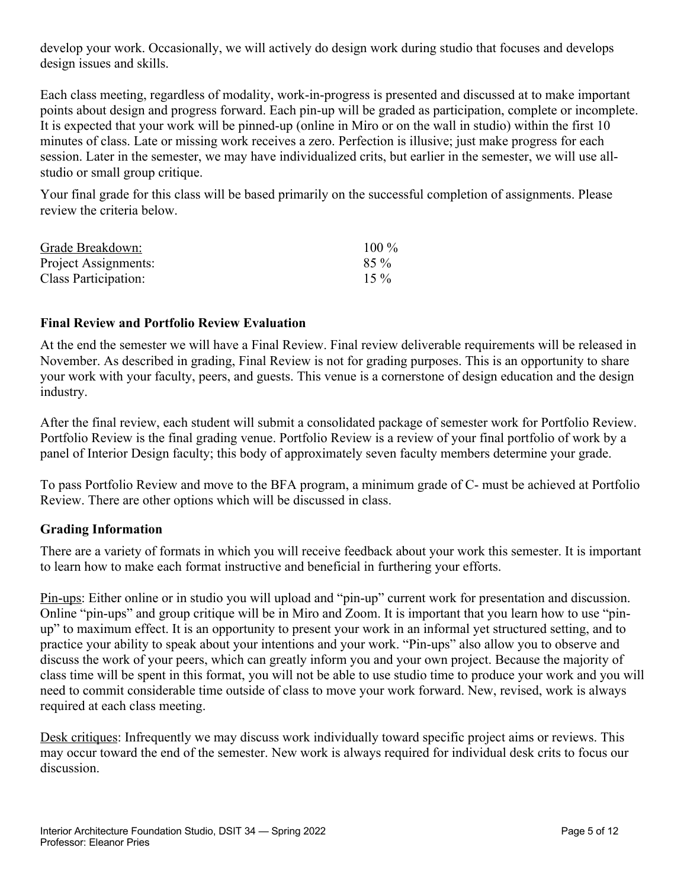develop your work. Occasionally, we will actively do design work during studio that focuses and develops design issues and skills.

Each class meeting, regardless of modality, work-in-progress is presented and discussed at to make important points about design and progress forward. Each pin-up will be graded as participation, complete or incomplete. It is expected that your work will be pinned-up (online in Miro or on the wall in studio) within the first 10 minutes of class. Late or missing work receives a zero. Perfection is illusive; just make progress for each session. Later in the semester, we may have individualized crits, but earlier in the semester, we will use all-studio or small group critique.

Your final grade for this class will be based primarily on the successful completion of assignments. Please review the criteria below.

| Grade Breakdown: | 100 % |
|---|---|
| Project Assignments: | 85 % |
| Class Participation: | 15 % |

### Final Review and Portfolio Review Evaluation

At the end the semester we will have a Final Review. Final review deliverable requirements will be released in November. As described in grading, Final Review is not for grading purposes. This is an opportunity to share your work with your faculty, peers, and guests. This venue is a cornerstone of design education and the design industry.

After the final review, each student will submit a consolidated package of semester work for Portfolio Review. Portfolio Review is the final grading venue. Portfolio Review is a review of your final portfolio of work by a panel of Interior Design faculty; this body of approximately seven faculty members determine your grade.

To pass Portfolio Review and move to the BFA program, a minimum grade of C- must be achieved at Portfolio Review. There are other options which will be discussed in class.

### Grading Information

There are a variety of formats in which you will receive feedback about your work this semester. It is important to learn how to make each format instructive and beneficial in furthering your efforts.

Pin-ups: Either online or in studio you will upload and "pin-up" current work for presentation and discussion. Online "pin-ups" and group critique will be in Miro and Zoom. It is important that you learn how to use "pin-up" to maximum effect. It is an opportunity to present your work in an informal yet structured setting, and to practice your ability to speak about your intentions and your work. "Pin-ups" also allow you to observe and discuss the work of your peers, which can greatly inform you and your own project. Because the majority of class time will be spent in this format, you will not be able to use studio time to produce your work and you will need to commit considerable time outside of class to move your work forward. New, revised, work is always required at each class meeting.

Desk critiques: Infrequently we may discuss work individually toward specific project aims or reviews. This may occur toward the end of the semester. New work is always required for individual desk crits to focus our discussion.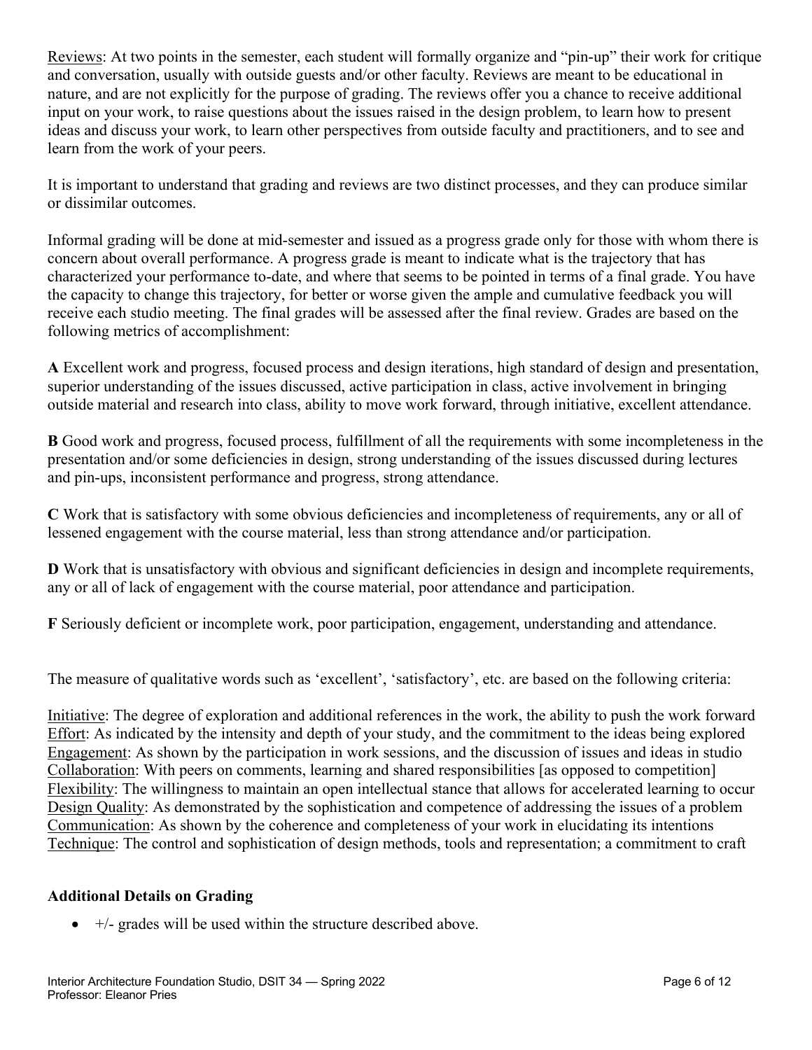Reviews: At two points in the semester, each student will formally organize and "pin-up" their work for critique and conversation, usually with outside guests and/or other faculty. Reviews are meant to be educational in nature, and are not explicitly for the purpose of grading. The reviews offer you a chance to receive additional input on your work, to raise questions about the issues raised in the design problem, to learn how to present ideas and discuss your work, to learn other perspectives from outside faculty and practitioners, and to see and learn from the work of your peers.

It is important to understand that grading and reviews are two distinct processes, and they can produce similar or dissimilar outcomes.

Informal grading will be done at mid-semester and issued as a progress grade only for those with whom there is concern about overall performance. A progress grade is meant to indicate what is the trajectory that has characterized your performance to-date, and where that seems to be pointed in terms of a final grade. You have the capacity to change this trajectory, for better or worse given the ample and cumulative feedback you will receive each studio meeting. The final grades will be assessed after the final review. Grades are based on the following metrics of accomplishment:

**A** Excellent work and progress, focused process and design iterations, high standard of design and presentation, superior understanding of the issues discussed, active participation in class, active involvement in bringing outside material and research into class, ability to move work forward, through initiative, excellent attendance.

**B** Good work and progress, focused process, fulfillment of all the requirements with some incompleteness in the presentation and/or some deficiencies in design, strong understanding of the issues discussed during lectures and pin-ups, inconsistent performance and progress, strong attendance.

**C** Work that is satisfactory with some obvious deficiencies and incompleteness of requirements, any or all of lessened engagement with the course material, less than strong attendance and/or participation.

**D** Work that is unsatisfactory with obvious and significant deficiencies in design and incomplete requirements, any or all of lack of engagement with the course material, poor attendance and participation.

**F** Seriously deficient or incomplete work, poor participation, engagement, understanding and attendance.

The measure of qualitative words such as 'excellent', 'satisfactory', etc. are based on the following criteria:

Initiative: The degree of exploration and additional references in the work, the ability to push the work forward
Effort: As indicated by the intensity and depth of your study, and the commitment to the ideas being explored
Engagement: As shown by the participation in work sessions, and the discussion of issues and ideas in studio
Collaboration: With peers on comments, learning and shared responsibilities [as opposed to competition]
Flexibility: The willingness to maintain an open intellectual stance that allows for accelerated learning to occur
Design Quality: As demonstrated by the sophistication and competence of addressing the issues of a problem
Communication: As shown by the coherence and completeness of your work in elucidating its intentions
Technique: The control and sophistication of design methods, tools and representation; a commitment to craft

### Additional Details on Grading

- +/- grades will be used within the structure described above.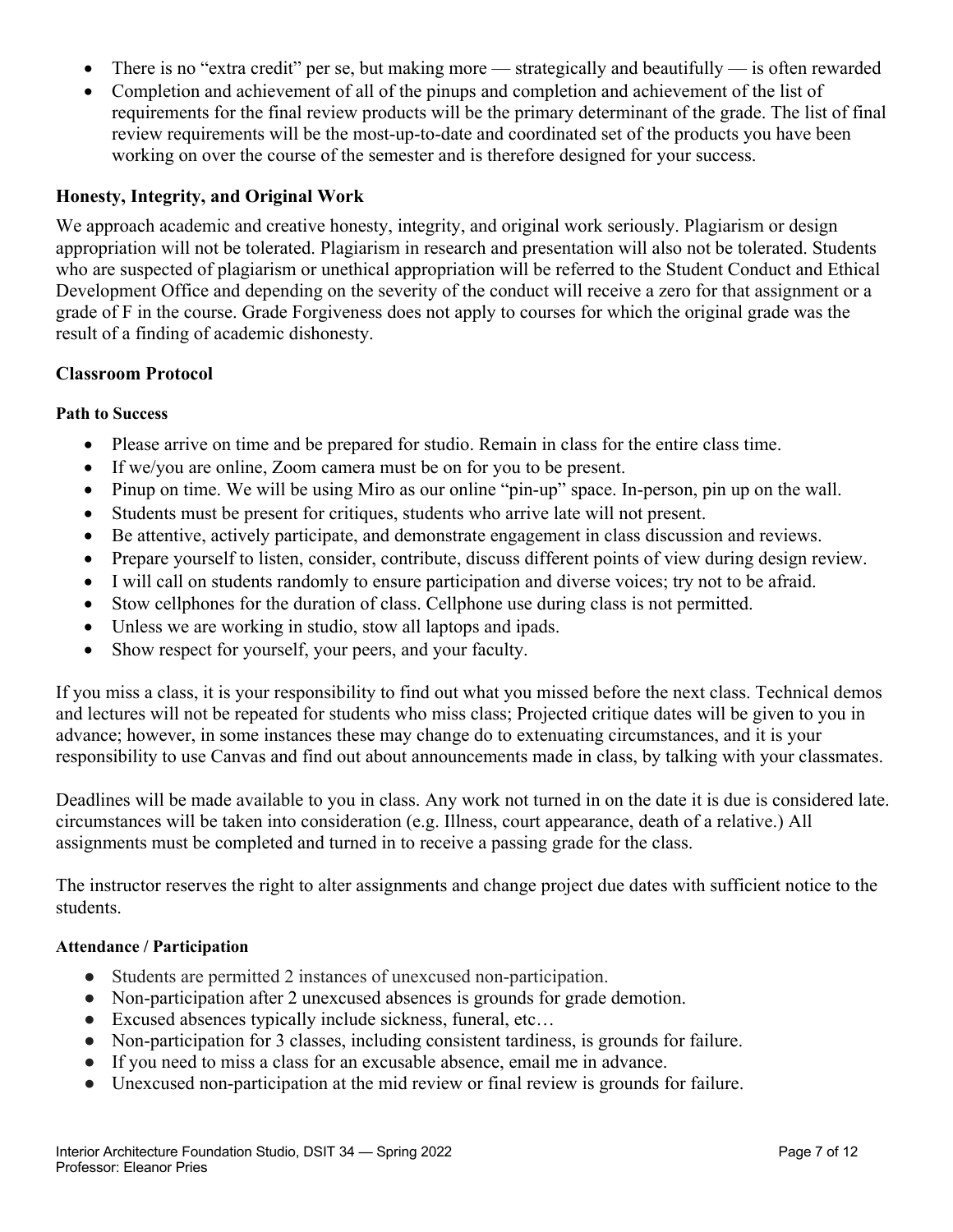- There is no "extra credit" per se, but making more — strategically and beautifully — is often rewarded
- Completion and achievement of all of the pinups and completion and achievement of the list of requirements for the final review products will be the primary determinant of the grade. The list of final review requirements will be the most-up-to-date and coordinated set of the products you have been working on over the course of the semester and is therefore designed for your success.

## Honesty, Integrity, and Original Work

We approach academic and creative honesty, integrity, and original work seriously. Plagiarism or design appropriation will not be tolerated. Plagiarism in research and presentation will also not be tolerated. Students who are suspected of plagiarism or unethical appropriation will be referred to the Student Conduct and Ethical Development Office and depending on the severity of the conduct will receive a zero for that assignment or a grade of F in the course. Grade Forgiveness does not apply to courses for which the original grade was the result of a finding of academic dishonesty.

## Classroom Protocol

### Path to Success

- Please arrive on time and be prepared for studio. Remain in class for the entire class time.
- If we/you are online, Zoom camera must be on for you to be present.
- Pinup on time. We will be using Miro as our online "pin-up" space. In-person, pin up on the wall.
- Students must be present for critiques, students who arrive late will not present.
- Be attentive, actively participate, and demonstrate engagement in class discussion and reviews.
- Prepare yourself to listen, consider, contribute, discuss different points of view during design review.
- I will call on students randomly to ensure participation and diverse voices; try not to be afraid.
- Stow cellphones for the duration of class. Cellphone use during class is not permitted.
- Unless we are working in studio, stow all laptops and ipads.
- Show respect for yourself, your peers, and your faculty.

If you miss a class, it is your responsibility to find out what you missed before the next class. Technical demos and lectures will not be repeated for students who miss class; Projected critique dates will be given to you in advance; however, in some instances these may change do to extenuating circumstances, and it is your responsibility to use Canvas and find out about announcements made in class, by talking with your classmates.

Deadlines will be made available to you in class. Any work not turned in on the date it is due is considered late. circumstances will be taken into consideration (e.g. Illness, court appearance, death of a relative.) All assignments must be completed and turned in to receive a passing grade for the class.

The instructor reserves the right to alter assignments and change project due dates with sufficient notice to the students.

### Attendance / Participation

- Students are permitted 2 instances of unexcused non-participation.
- Non-participation after 2 unexcused absences is grounds for grade demotion.
- Excused absences typically include sickness, funeral, etc…
- Non-participation for 3 classes, including consistent tardiness, is grounds for failure.
- If you need to miss a class for an excusable absence, email me in advance.
- Unexcused non-participation at the mid review or final review is grounds for failure.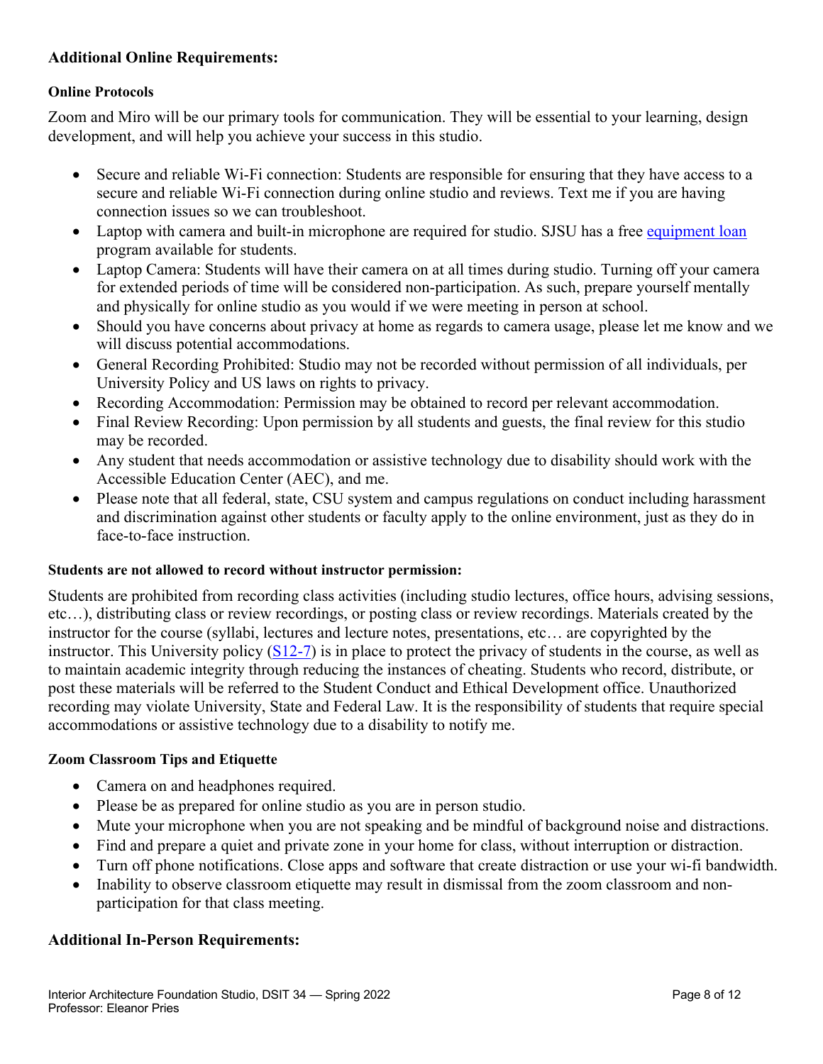## Additional Online Requirements:

### Online Protocols

Zoom and Miro will be our primary tools for communication. They will be essential to your learning, design development, and will help you achieve your success in this studio.

- Secure and reliable Wi-Fi connection: Students are responsible for ensuring that they have access to a secure and reliable Wi-Fi connection during online studio and reviews. Text me if you are having connection issues so we can troubleshoot.
- Laptop with camera and built-in microphone are required for studio. SJSU has a free equipment loan program available for students.
- Laptop Camera: Students will have their camera on at all times during studio. Turning off your camera for extended periods of time will be considered non-participation. As such, prepare yourself mentally and physically for online studio as you would if we were meeting in person at school.
- Should you have concerns about privacy at home as regards to camera usage, please let me know and we will discuss potential accommodations.
- General Recording Prohibited: Studio may not be recorded without permission of all individuals, per University Policy and US laws on rights to privacy.
- Recording Accommodation: Permission may be obtained to record per relevant accommodation.
- Final Review Recording: Upon permission by all students and guests, the final review for this studio may be recorded.
- Any student that needs accommodation or assistive technology due to disability should work with the Accessible Education Center (AEC), and me.
- Please note that all federal, state, CSU system and campus regulations on conduct including harassment and discrimination against other students or faculty apply to the online environment, just as they do in face-to-face instruction.

### Students are not allowed to record without instructor permission:

Students are prohibited from recording class activities (including studio lectures, office hours, advising sessions, etc…), distributing class or review recordings, or posting class or review recordings. Materials created by the instructor for the course (syllabi, lectures and lecture notes, presentations, etc… are copyrighted by the instructor. This University policy (S12-7) is in place to protect the privacy of students in the course, as well as to maintain academic integrity through reducing the instances of cheating. Students who record, distribute, or post these materials will be referred to the Student Conduct and Ethical Development office. Unauthorized recording may violate University, State and Federal Law. It is the responsibility of students that require special accommodations or assistive technology due to a disability to notify me.

### Zoom Classroom Tips and Etiquette

- Camera on and headphones required.
- Please be as prepared for online studio as you are in person studio.
- Mute your microphone when you are not speaking and be mindful of background noise and distractions.
- Find and prepare a quiet and private zone in your home for class, without interruption or distraction.
- Turn off phone notifications. Close apps and software that create distraction or use your wi-fi bandwidth.
- Inability to observe classroom etiquette may result in dismissal from the zoom classroom and non-participation for that class meeting.

## Additional In-Person Requirements: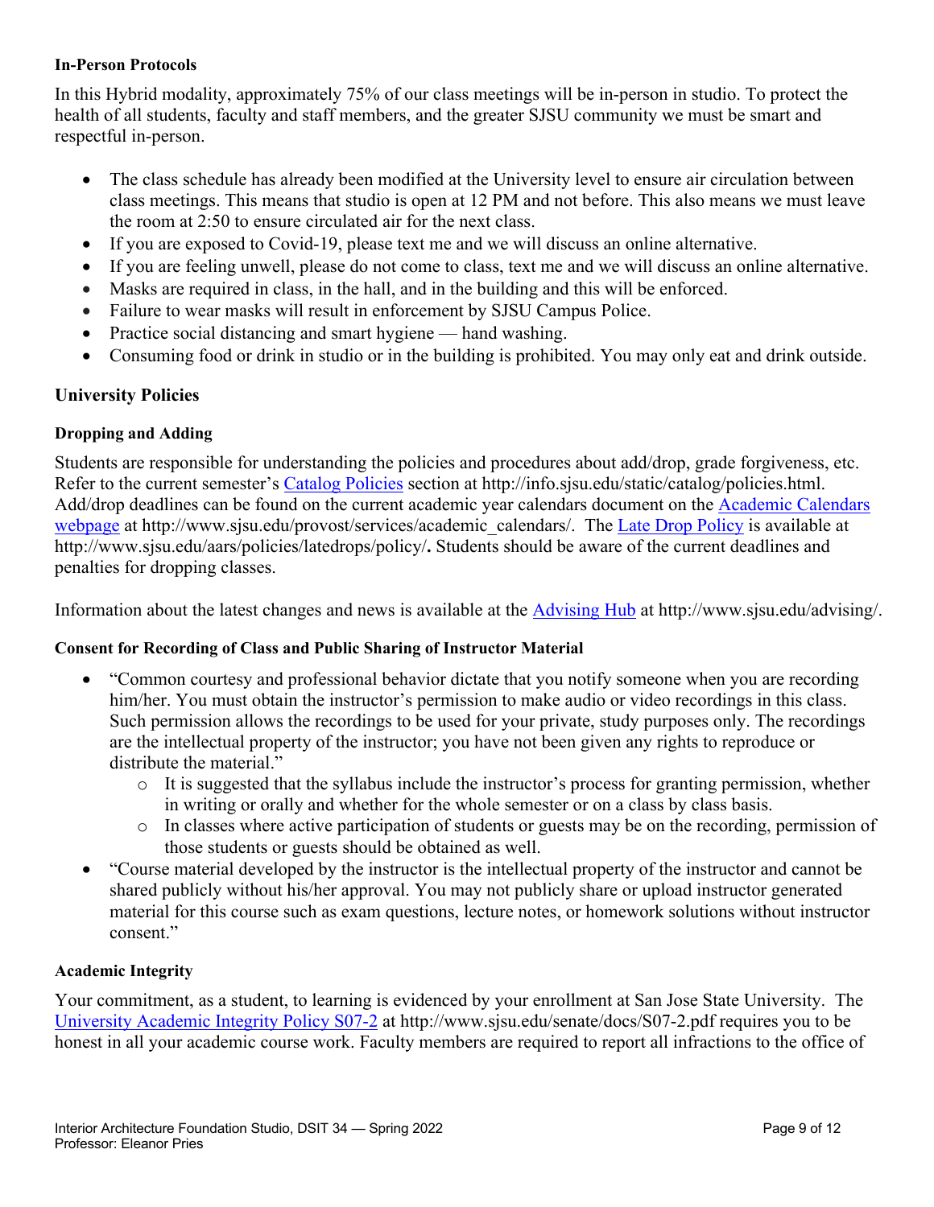**In-Person Protocols**

In this Hybrid modality, approximately 75% of our class meetings will be in-person in studio. To protect the health of all students, faculty and staff members, and the greater SJSU community we must be smart and respectful in-person.

- The class schedule has already been modified at the University level to ensure air circulation between class meetings. This means that studio is open at 12 PM and not before. This also means we must leave the room at 2:50 to ensure circulated air for the next class.
- If you are exposed to Covid-19, please text me and we will discuss an online alternative.
- If you are feeling unwell, please do not come to class, text me and we will discuss an online alternative.
- Masks are required in class, in the hall, and in the building and this will be enforced.
- Failure to wear masks will result in enforcement by SJSU Campus Police.
- Practice social distancing and smart hygiene — hand washing.
- Consuming food or drink in studio or in the building is prohibited. You may only eat and drink outside.

## University Policies

**Dropping and Adding**

Students are responsible for understanding the policies and procedures about add/drop, grade forgiveness, etc. Refer to the current semester's Catalog Policies section at http://info.sjsu.edu/static/catalog/policies.html. Add/drop deadlines can be found on the current academic year calendars document on the Academic Calendars webpage at http://www.sjsu.edu/provost/services/academic_calendars/. The Late Drop Policy is available at http://www.sjsu.edu/aars/policies/latedrops/policy/**.** Students should be aware of the current deadlines and penalties for dropping classes.

Information about the latest changes and news is available at the Advising Hub at http://www.sjsu.edu/advising/.

**Consent for Recording of Class and Public Sharing of Instructor Material**

- "Common courtesy and professional behavior dictate that you notify someone when you are recording him/her. You must obtain the instructor's permission to make audio or video recordings in this class. Such permission allows the recordings to be used for your private, study purposes only. The recordings are the intellectual property of the instructor; you have not been given any rights to reproduce or distribute the material."
  - It is suggested that the syllabus include the instructor's process for granting permission, whether in writing or orally and whether for the whole semester or on a class by class basis.
  - In classes where active participation of students or guests may be on the recording, permission of those students or guests should be obtained as well.
- "Course material developed by the instructor is the intellectual property of the instructor and cannot be shared publicly without his/her approval. You may not publicly share or upload instructor generated material for this course such as exam questions, lecture notes, or homework solutions without instructor consent."

**Academic Integrity**

Your commitment, as a student, to learning is evidenced by your enrollment at San Jose State University. The University Academic Integrity Policy S07-2 at http://www.sjsu.edu/senate/docs/S07-2.pdf requires you to be honest in all your academic course work. Faculty members are required to report all infractions to the office of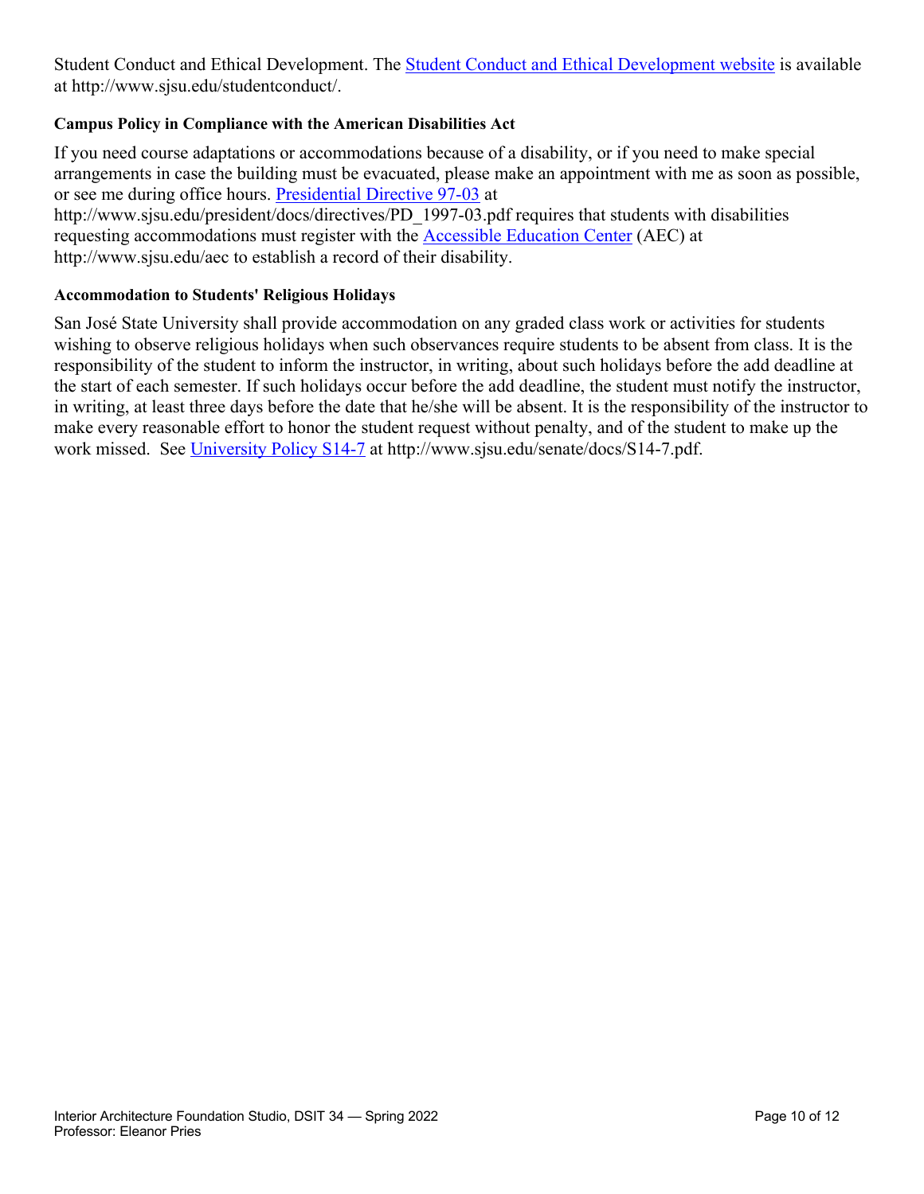Student Conduct and Ethical Development. The [Student Conduct and Ethical Development website](http://www.sjsu.edu/studentconduct/) is available at http://www.sjsu.edu/studentconduct/.

**Campus Policy in Compliance with the American Disabilities Act**

If you need course adaptations or accommodations because of a disability, or if you need to make special arrangements in case the building must be evacuated, please make an appointment with me as soon as possible, or see me during office hours. [Presidential Directive 97-03](http://www.sjsu.edu/president/docs/directives/PD_1997-03.pdf) at http://www.sjsu.edu/president/docs/directives/PD_1997-03.pdf requires that students with disabilities requesting accommodations must register with the [Accessible Education Center](http://www.sjsu.edu/aec) (AEC) at http://www.sjsu.edu/aec to establish a record of their disability.

**Accommodation to Students' Religious Holidays**

San José State University shall provide accommodation on any graded class work or activities for students wishing to observe religious holidays when such observances require students to be absent from class. It is the responsibility of the student to inform the instructor, in writing, about such holidays before the add deadline at the start of each semester. If such holidays occur before the add deadline, the student must notify the instructor, in writing, at least three days before the date that he/she will be absent. It is the responsibility of the instructor to make every reasonable effort to honor the student request without penalty, and of the student to make up the work missed. See [University Policy S14-7](http://www.sjsu.edu/senate/docs/S14-7.pdf) at http://www.sjsu.edu/senate/docs/S14-7.pdf.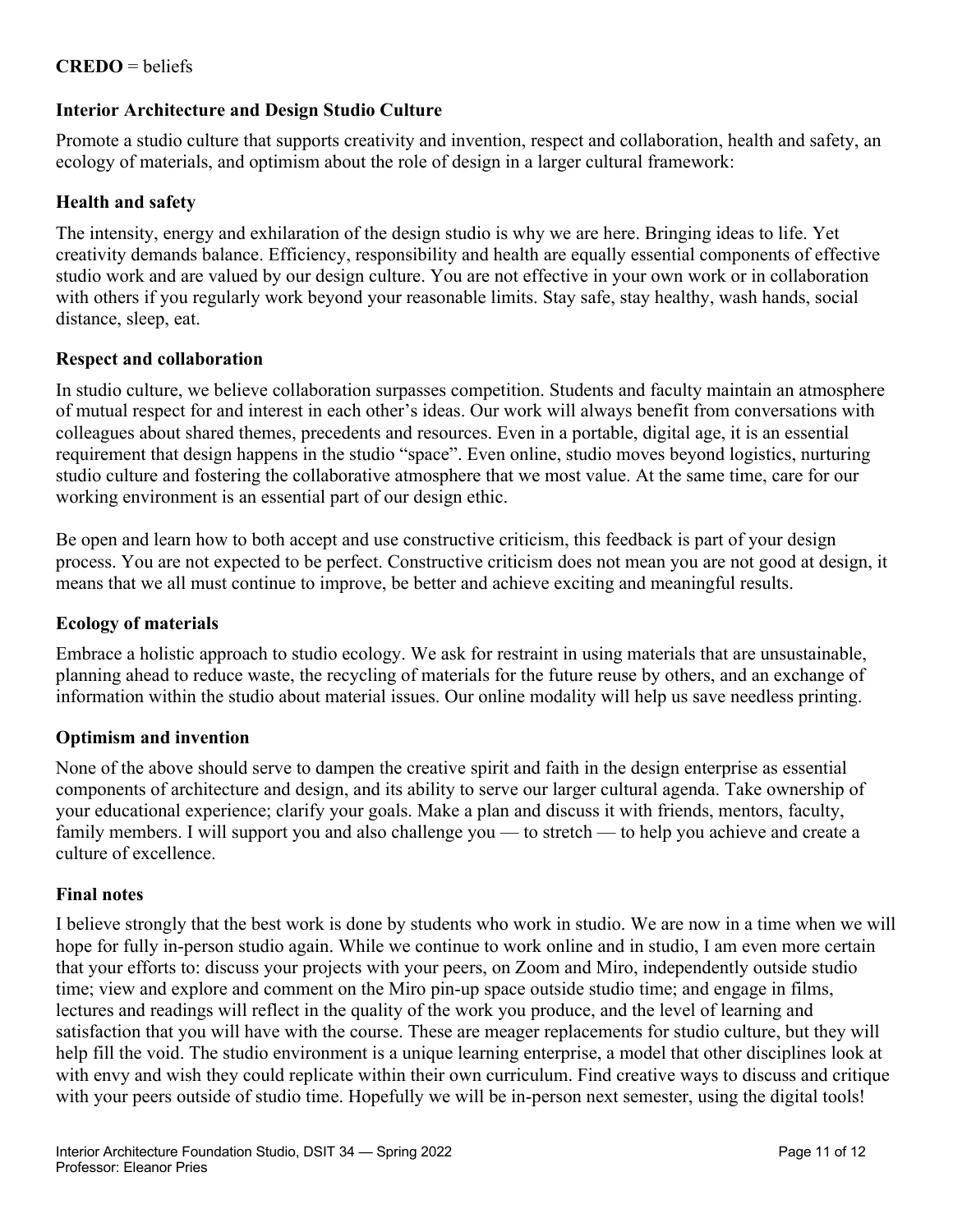**CREDO** = beliefs

## Interior Architecture and Design Studio Culture

Promote a studio culture that supports creativity and invention, respect and collaboration, health and safety, an ecology of materials, and optimism about the role of design in a larger cultural framework:

### Health and safety

The intensity, energy and exhilaration of the design studio is why we are here. Bringing ideas to life. Yet creativity demands balance. Efficiency, responsibility and health are equally essential components of effective studio work and are valued by our design culture. You are not effective in your own work or in collaboration with others if you regularly work beyond your reasonable limits. Stay safe, stay healthy, wash hands, social distance, sleep, eat.

### Respect and collaboration

In studio culture, we believe collaboration surpasses competition. Students and faculty maintain an atmosphere of mutual respect for and interest in each other's ideas. Our work will always benefit from conversations with colleagues about shared themes, precedents and resources. Even in a portable, digital age, it is an essential requirement that design happens in the studio "space". Even online, studio moves beyond logistics, nurturing studio culture and fostering the collaborative atmosphere that we most value. At the same time, care for our working environment is an essential part of our design ethic.

Be open and learn how to both accept and use constructive criticism, this feedback is part of your design process. You are not expected to be perfect. Constructive criticism does not mean you are not good at design, it means that we all must continue to improve, be better and achieve exciting and meaningful results.

### Ecology of materials

Embrace a holistic approach to studio ecology. We ask for restraint in using materials that are unsustainable, planning ahead to reduce waste, the recycling of materials for the future reuse by others, and an exchange of information within the studio about material issues. Our online modality will help us save needless printing.

### Optimism and invention

None of the above should serve to dampen the creative spirit and faith in the design enterprise as essential components of architecture and design, and its ability to serve our larger cultural agenda. Take ownership of your educational experience; clarify your goals. Make a plan and discuss it with friends, mentors, faculty, family members. I will support you and also challenge you — to stretch — to help you achieve and create a culture of excellence.

### Final notes

I believe strongly that the best work is done by students who work in studio. We are now in a time when we will hope for fully in-person studio again. While we continue to work online and in studio, I am even more certain that your efforts to: discuss your projects with your peers, on Zoom and Miro, independently outside studio time; view and explore and comment on the Miro pin-up space outside studio time; and engage in films, lectures and readings will reflect in the quality of the work you produce, and the level of learning and satisfaction that you will have with the course. These are meager replacements for studio culture, but they will help fill the void. The studio environment is a unique learning enterprise, a model that other disciplines look at with envy and wish they could replicate within their own curriculum. Find creative ways to discuss and critique with your peers outside of studio time. Hopefully we will be in-person next semester, using the digital tools!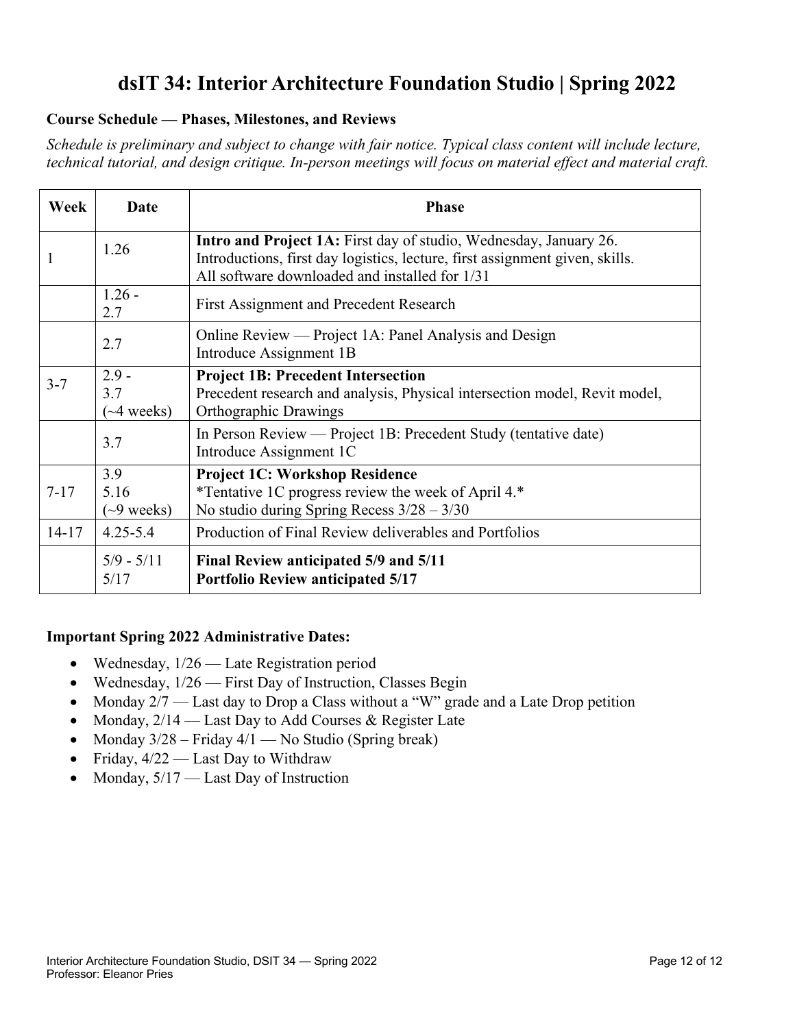# dsIT 34: Interior Architecture Foundation Studio | Spring 2022

**Course Schedule — Phases, Milestones, and Reviews**

*Schedule is preliminary and subject to change with fair notice. Typical class content will include lecture, technical tutorial, and design critique. In-person meetings will focus on material effect and material craft.*

| Week | Date | Phase |
|---|---|---|
| 1 | 1.26 | **Intro and Project 1A:** First day of studio, Wednesday, January 26.<br>Introductions, first day logistics, lecture, first assignment given, skills.<br>All software downloaded and installed for 1/31 |
| | 1.26 - 2.7 | First Assignment and Precedent Research |
| | 2.7 | Online Review — Project 1A: Panel Analysis and Design<br>Introduce Assignment 1B |
| 3-7 | 2.9 - 3.7 (~4 weeks) | **Project 1B: Precedent Intersection**<br>Precedent research and analysis, Physical intersection model, Revit model, Orthographic Drawings |
| | 3.7 | In Person Review — Project 1B: Precedent Study (tentative date)<br>Introduce Assignment 1C |
| 7-17 | 3.9<br>5.16<br>(~9 weeks) | **Project 1C: Workshop Residence**<br>*Tentative 1C progress review the week of April 4.*<br>No studio during Spring Recess 3/28 – 3/30 |
| 14-17 | 4.25-5.4 | Production of Final Review deliverables and Portfolios |
| | 5/9 - 5/11<br>5/17 | **Final Review anticipated 5/9 and 5/11**<br>**Portfolio Review anticipated 5/17** |

**Important Spring 2022 Administrative Dates:**

- Wednesday, 1/26 — Late Registration period
- Wednesday, 1/26 — First Day of Instruction, Classes Begin
- Monday 2/7 — Last day to Drop a Class without a "W" grade and a Late Drop petition
- Monday, 2/14 — Last Day to Add Courses & Register Late
- Monday 3/28 – Friday 4/1 — No Studio (Spring break)
- Friday, 4/22 — Last Day to Withdraw
- Monday, 5/17 — Last Day of Instruction